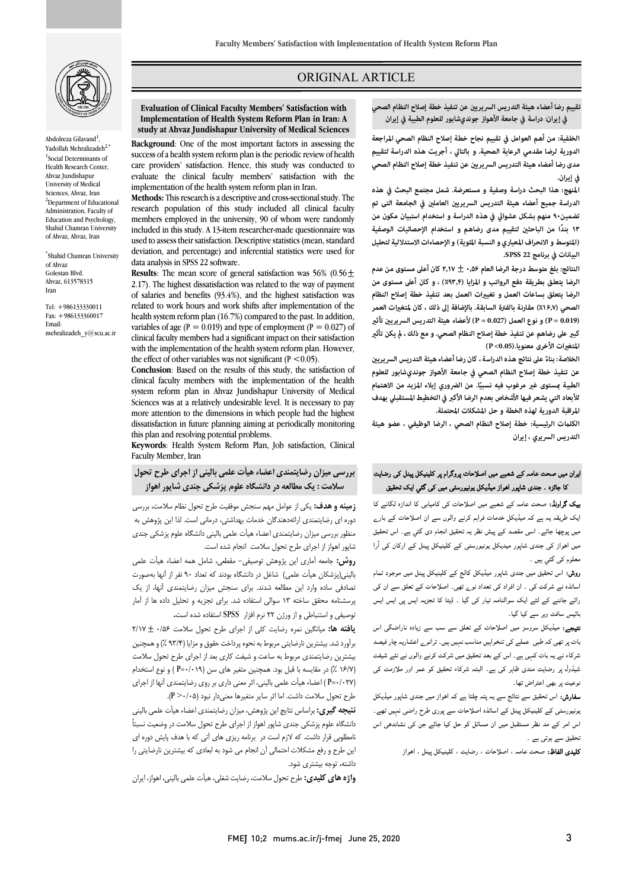# ORIGINAL ARTICLE

Abdolreza Gilavand[1], Yadollah Mehralizadeh[2,*]

[1]Social Determinants of Health Research Center, Ahvaz Jundishapur University of Medical Sciences, Ahvaz, Iran

[2]Department of Educational Administration, Faculty of Education and Psychology, Shahid Chamran University of Ahvaz, Ahvaz, Iran

*Shahid Chamran University of Ahvaz
Golestan Blvd.
Ahvaz, 613578315
Iran

Tel: +986133330011
Fax: +986133360017
Email: mehralizadeh_y@scu.ac.ir

## Evaluation of Clinical Faculty Members' Satisfaction with Implementation of Health System Reform Plan in Iran: A study at Ahvaz Jundishapur University of Medical Sciences

**Background**: One of the most important factors in assessing the success of a health system reform plan is the periodic review of health care providers' satisfaction. Hence, this study was conducted to evaluate the clinical faculty members' satisfaction with the implementation of the health system reform plan in Iran.

**Methods:** This research is a descriptive and cross-sectional study. The research population of this study included all clinical faculty members employed in the university, 90 of whom were randomly included in this study. A 13-item researcher-made questionnaire was used to assess their satisfaction. Descriptive statistics (mean, standard deviation, and percentage) and inferential statistics were used for data analysis in SPSS 22 software.

**Results**: The mean score of general satisfaction was 56% (0.56± 2.17). The highest dissatisfaction was related to the way of payment of salaries and benefits (93.4%), and the highest satisfaction was related to work hours and work shifts after implementation of the health system reform plan (16.7%) compared to the past. In addition, variables of age ($P = 0.019$) and type of employment ($P = 0.027$) of clinical faculty members had a significant impact on their satisfaction with the implementation of the health system reform plan. However, the effect of other variables was not significant ($P < 0.05$).

**Conclusion**: Based on the results of this study, the satisfaction of clinical faculty members with the implementation of the health system reform plan in Ahvaz Jundishapur University of Medical Sciences was at a relatively undesirable level. It is necessary to pay more attention to the dimensions in which people had the highest dissatisfaction in future planning aiming at periodically monitoring this plan and resolving potential problems.

**Keywords**: Health System Reform Plan, Job satisfaction, Clinical Faculty Member, Iran

## بررسی میزان رضایتمندی اعضاء هیأت علمی بالینی از اجرای طرح تحول سلامت : یک مطالعه در دانشگاه علوم پزشکی جندی شاپور اهواز

**زمینه و هدف:** یکی از عوامل مهم سنجش موفقیت طرح تحول نظام سلامت، بررسی دوره ای رضایتمندی ارائه‌دهندگان خدمات بهداشتی، درمانی است. لذا این پژوهش به منظور بررسی میزان رضایتمندی اعضاء هیأت علمی بالینی دانشگاه علوم پزشکی جندی شاپور اهواز از اجرای طرح تحول سلامت انجام شده است.

**روش:** جامعه آماری این پژوهش توصیفی- مقطعی، شامل همه اعضاء هیأت علمی بالینی(پزشکان هیأت علمی) شاغل در دانشگاه بودند که تعداد ۹۰ نفر از آنها به‌صورت تصادفی ساده وارد این مطالعه شدند. برای سنجش میزان رضایتمندی آنها، از یک پرسشنامه محقق ساخته ۱۳ سوالی استفاده شد. برای تجزیه و تحلیل داده ها از آمار توصیفی و استنباطی و از ورژن ۲۲ نرم افزار SPSS استفاده شده است.

**یافته ها:** میانگین نمره رضایت کلی از اجرای طرح تحول سلامت ۰/۵۶ ± ۲/۱۷ برآورد شد. بیشترین نارضایتی مربوط به نحوه پرداخت حقوق و مزایا (۹۳/۴ ٪) و همچنین بیشترین رضایتمندی مربوط به ساعت و شیفت کاری بعد از اجرای طرح تحول سلامت (۱۶/۷ ٪) در مقایسه با قبل بود. همچنین متغیر های سن (P=۰/۰۱۹ ) و نوع استخدام (P=۰/۰۲۷ ) اعضاء هیأت علمی بالینی، اثر معنی داری بر روی رضایتمندی آنها از اجرای طرح تحول سلامت داشت. اما اثر سایر متغیرها معنی‌دار نبود (P >۰/۰۵).

**نتیجه گیری:** براساس نتایج این پژوهش، میزان رضایتمندی اعضاء هیأت علمی بالینی دانشگاه علوم پزشکی جندی شاپور اهواز از اجرای طرح تحول سلامت در وضعیت نسبتاً نامطلوبی قرار داشت. که لازم است در برنامه ریزی های آتی که با هدف پایش دوره ای این طرح و رفع مشکلات احتمالی آن انجام می شود به ابعادی که بیشترین نارضایتی را داشته، توجه بیشتری شود.

**واژه های کلیدی:** طرح تحول سلامت، رضایت شغلی، هیأت علمی بالینی، اهواز، ایران

## تقييم رضا أعضاء هيئة التدريس السريريين عن تنفيذ خطة إصلاح النظام الصحي في إيران: دراسة في جامعة الأهواز جونديشابور للعلوم الطبية في إيران

**الخلفية:** من أهم العوامل في تقييم نجاح خطة إصلاح النظام الصحي المراجعة الدورية لرضا مقدمي الرعاية الصحية. و بالتالي ، أجريت هذه الدراسة لتقييم مدى رضا أعضاء هيئة التدريس السريريين عن تنفيذ خطة إصلاح النظام الصحي في إيران.

**المنهج:** هذا البحث دراسة وصفية و مستعرضة. شمل مجتمع البحث في هذه الدراسة جميع أعضاء هيئة التدريس السريريين العاملين في الجامعة التي تم تضمين٩٠ منهم بشكل عشوائي في هذه الدراسة و استخدام استبيان مكون من ١٣ بندًا من الباحثين لتقييم مدى رضاهم و استخدام الإحصائيات الوصفية (المتوسط و الانحراف المعياري و النسبة المئوية) و الإحصاءات الاستدلالية لتحليل البيانات في برنامج SPSS 22.

**النتائج:** بلغ متوسط درجة الرضا العام ٠،٥٦ ± ٢،١٧ كان أعلى مستوى من عدم الرضا يتعلق بطريقة دفع الرواتب و المزايا (٩٣،٤٪) ، و كان أعلى مستوى من الرضا يتعلق بساعات العمل و تغييرات العمل بعد تنفيذ خطة إصلاح النظام الصحي (١٦،٧٪) مقارنة بالفترة السابقة. بالإضافة إلى ذلك ، كان لمتغيرات العمر (P = 0.019) و نوع العمل (P = 0.027) لأعضاء هيئة التدريس السريريين تأثير كبير على رضاهم عن تنفيذ خطة إصلاح النظام الصحي. و مع ذلك ، لم يكن تأثير المتغيرات الأخرى معنويا.(P <0.05)

**الخلاصة:** بناءً على نتائج هذه الدراسة ، كان رضا أعضاء هيئة التدريس السريريين عن تنفيذ خطة إصلاح النظام الصحي في جامعة الأهواز جونديشابور للعلوم الطبية بمستوى غير مرغوب فيه نسبيًا. من الضروري إيلاء المزيد من الاهتمام للأبعاد التي يشعر فيها الأشخاص بعدم الرضا الأكبر في التخطيط المستقبلي بهدف المراقبة الدورية لهذه الخطة و حل المشكلات المحتملة.

**الكلمات الرئيسية:** خطة إصلاح النظام الصحي ، الرضا الوظيفي ، عضو هيئة التدريس السريري ، إيران

## ایران میں صحت عامہ کے شعبے میں اصلاحات پروگرام پر کلینیکل پینل کی رضایت کا جائزہ ۔ جندی شاپور اہواز میڈیکل یونیورسٹی میں کی گئی ایک تحقیق

**بیک گراونڈ:** صحت عامہ کے شعبے میں اصلاحات کی کامیابی کا اندازہ لگانے کا ایک طریقہ یہ ہے کہ میڈیکل خدمات فراہم کرنے والوں سے ان اصلاحات کے بارے میں پوچھا جائے۔ اسی مقصد کے پیش نظر یہ تحقیق انجام دی گئی ہے۔ اس تحقیق میں اہواز کی جندی شاپور میڈیکل یونیورسٹی کے کلینیکل پینل کے ارکان کی آرا معلوم کی گئی ہیں ۔

**روش:** اس تحقیق میں جندی شاپور میڈیکل کالج کے کلینیکل پینل میں موجود تمام اساتذہ نے شرکت کی ۔ ان افراد کی تعداد نوے تھی۔ اصلاحات کے تعلق سے ان کی رائے جاننے کے لئے ایک سوالنامہ تیار کی گیا ۔ ڈیٹا کا تجزیہ ایس پی ایس ایس بائیس سافٹ ویر سے کیا گیا۔

**نتیجے:** میڈیکل سروسز میں اصلاحات کے تعلق سے سب سے زیادہ ناراضگی اس بات پر تھی کہ طبی عملے کی تنخواہیں مناسب نہیں ہیں۔ ترانوے اعشاریہ چار فیصد شرکاء نے یہ بات کہی ہے۔ اس کے بعد تحقیق میں شرکت کرنے والوں نے نئے شیفٹ شیڈول پر رضایت مندی ظاہر کی ہے۔ البتہ شرکاء تحقیق کو عمر اور ملازمت کی نوعیت پر بھی اعتراض تھا۔

**سفارش:** اس تحقیق سے نتائج سے یہ پتہ چلتا ہے کہ اہواز میں جندی شاپور میڈیکل یونیورسٹی کے کلینیکل پینل کے اساتذہ اصلاحات سے پوری طرح راضی نہیں تھے۔ اس امر کے مد نظر مستقبل میں ان مسائل کو حل کیا جائے جن کی نشاندھی اس تحقیق سے ہوتی ہے ۔

**کلیدی الفاظ:** صحت عامہ ، اصلاحات ، رضایت ، کلینیکل پینل ، اہواز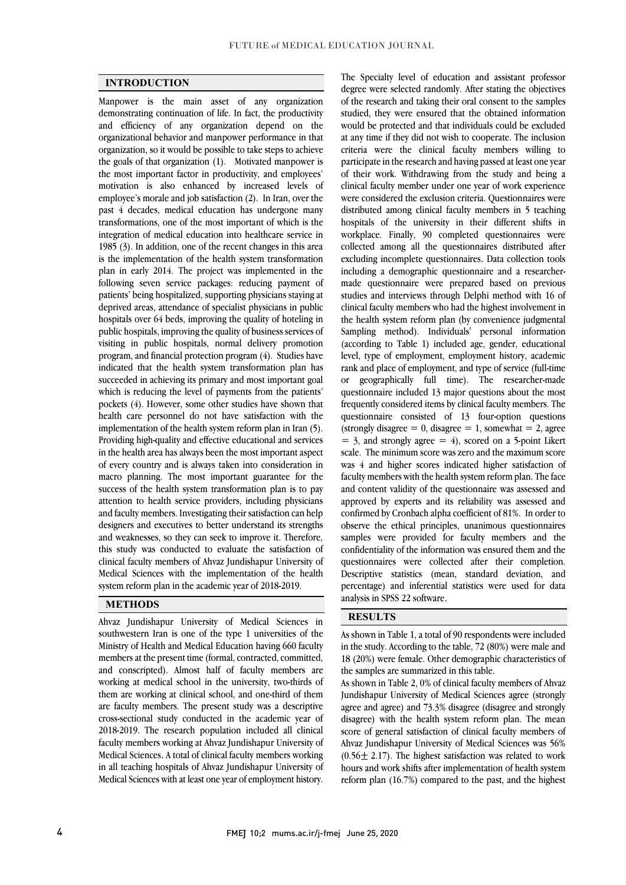## INTRODUCTION

Manpower is the main asset of any organization demonstrating continuation of life. In fact, the productivity and efficiency of any organization depend on the organizational behavior and manpower performance in that organization, so it would be possible to take steps to achieve the goals of that organization (1). Motivated manpower is the most important factor in productivity, and employees' motivation is also enhanced by increased levels of employee's morale and job satisfaction (2). In Iran, over the past 4 decades, medical education has undergone many transformations, one of the most important of which is the integration of medical education into healthcare service in 1985 (3). In addition, one of the recent changes in this area is the implementation of the health system transformation plan in early 2014. The project was implemented in the following seven service packages: reducing payment of patients' being hospitalized, supporting physicians staying at deprived areas, attendance of specialist physicians in public hospitals over 64 beds, improving the quality of hoteling in public hospitals, improving the quality of business services of visiting in public hospitals, normal delivery promotion program, and financial protection program (4). Studies have indicated that the health system transformation plan has succeeded in achieving its primary and most important goal which is reducing the level of payments from the patients' pockets (4). However, some other studies have shown that health care personnel do not have satisfaction with the implementation of the health system reform plan in Iran (5). Providing high-quality and effective educational and services in the health area has always been the most important aspect of every country and is always taken into consideration in macro planning. The most important guarantee for the success of the health system transformation plan is to pay attention to health service providers, including physicians and faculty members. Investigating their satisfaction can help designers and executives to better understand its strengths and weaknesses, so they can seek to improve it. Therefore, this study was conducted to evaluate the satisfaction of clinical faculty members of Ahvaz Jundishapur University of Medical Sciences with the implementation of the health system reform plan in the academic year of 2018-2019.

## METHODS

Ahvaz Jundishapur University of Medical Sciences in southwestern Iran is one of the type 1 universities of the Ministry of Health and Medical Education having 660 faculty members at the present time (formal, contracted, committed, and conscripted). Almost half of faculty members are working at medical school in the university, two-thirds of them are working at clinical school, and one-third of them are faculty members. The present study was a descriptive cross-sectional study conducted in the academic year of 2018-2019. The research population included all clinical faculty members working at Ahvaz Jundishapur University of Medical Sciences. A total of clinical faculty members working in all teaching hospitals of Ahvaz Jundishapur University of Medical Sciences with at least one year of employment history. The Specialty level of education and assistant professor degree were selected randomly. After stating the objectives of the research and taking their oral consent to the samples studied, they were ensured that the obtained information would be protected and that individuals could be excluded at any time if they did not wish to cooperate. The inclusion criteria were the clinical faculty members willing to participate in the research and having passed at least one year of their work. Withdrawing from the study and being a clinical faculty member under one year of work experience were considered the exclusion criteria. Questionnaires were distributed among clinical faculty members in 5 teaching hospitals of the university in their different shifts in workplace. Finally, 90 completed questionnaires were collected among all the questionnaires distributed after excluding incomplete questionnaires. Data collection tools including a demographic questionnaire and a researcher-made questionnaire were prepared based on previous studies and interviews through Delphi method with 16 of clinical faculty members who had the highest involvement in the health system reform plan (by convenience judgmental Sampling method). Individuals' personal information (according to Table 1) included age, gender, educational level, type of employment, employment history, academic rank and place of employment, and type of service (full-time or geographically full time). The researcher-made questionnaire included 13 major questions about the most frequently considered items by clinical faculty members. The questionnaire consisted of 13 four-option questions (strongly disagree = 0, disagree = 1, somewhat = 2, agree = 3, and strongly agree = 4), scored on a 5-point Likert scale. The minimum score was zero and the maximum score was 4 and higher scores indicated higher satisfaction of faculty members with the health system reform plan. The face and content validity of the questionnaire was assessed and approved by experts and its reliability was assessed and confirmed by Cronbach alpha coefficient of 81%. In order to observe the ethical principles, unanimous questionnaires samples were provided for faculty members and the confidentiality of the information was ensured them and the questionnaires were collected after their completion. Descriptive statistics (mean, standard deviation, and percentage) and inferential statistics were used for data analysis in SPSS 22 software.

## RESULTS

As shown in Table 1, a total of 90 respondents were included in the study. According to the table, 72 (80%) were male and 18 (20%) were female. Other demographic characteristics of the samples are summarized in this table.

As shown in Table 2, 0% of clinical faculty members of Ahvaz Jundishapur University of Medical Sciences agree (strongly agree and agree) and 73.3% disagree (disagree and strongly disagree) with the health system reform plan. The mean score of general satisfaction of clinical faculty members of Ahvaz Jundishapur University of Medical Sciences was 56% ($0.56 \pm 2.17$). The highest satisfaction was related to work hours and work shifts after implementation of health system reform plan (16.7%) compared to the past, and the highest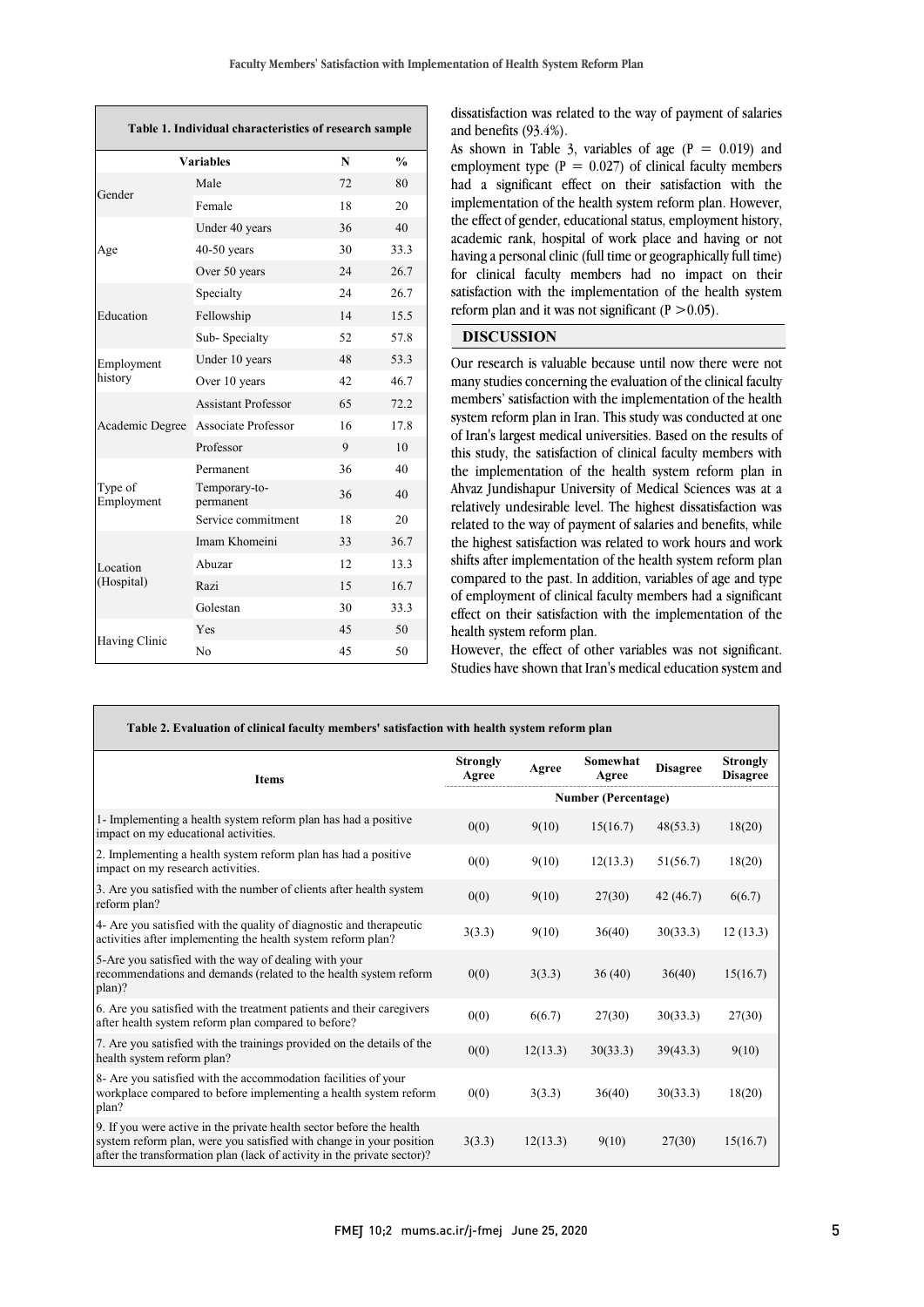**Table 1. Individual characteristics of research sample**

| Variables | | N | % |
|---|---|---|---|
| Gender | Male | 72 | 80 |
| | Female | 18 | 20 |
| Age | Under 40 years | 36 | 40 |
| | 40-50 years | 30 | 33.3 |
| | Over 50 years | 24 | 26.7 |
| Education | Specialty | 24 | 26.7 |
| | Fellowship | 14 | 15.5 |
| | Sub- Specialty | 52 | 57.8 |
| Employment history | Under 10 years | 48 | 53.3 |
| | Over 10 years | 42 | 46.7 |
| Academic Degree | Assistant Professor | 65 | 72.2 |
| | Associate Professor | 16 | 17.8 |
| | Professor | 9 | 10 |
| Type of Employment | Permanent | 36 | 40 |
| | Temporary-to-permanent | 36 | 40 |
| | Service commitment | 18 | 20 |
| Location (Hospital) | Imam Khomeini | 33 | 36.7 |
| | Abuzar | 12 | 13.3 |
| | Razi | 15 | 16.7 |
| | Golestan | 30 | 33.3 |
| Having Clinic | Yes | 45 | 50 |
| | No | 45 | 50 |

dissatisfaction was related to the way of payment of salaries and benefits (93.4%).

As shown in Table 3, variables of age ($P = 0.019$) and employment type ($P = 0.027$) of clinical faculty members had a significant effect on their satisfaction with the implementation of the health system reform plan. However, the effect of gender, educational status, employment history, academic rank, hospital of work place and having or not having a personal clinic (full time or geographically full time) for clinical faculty members had no impact on their satisfaction with the implementation of the health system reform plan and it was not significant ($P > 0.05$).

## DISCUSSION

Our research is valuable because until now there were not many studies concerning the evaluation of the clinical faculty members' satisfaction with the implementation of the health system reform plan in Iran. This study was conducted at one of Iran's largest medical universities. Based on the results of this study, the satisfaction of clinical faculty members with the implementation of the health system reform plan in Ahvaz Jundishapur University of Medical Sciences was at a relatively undesirable level. The highest dissatisfaction was related to the way of payment of salaries and benefits, while the highest satisfaction was related to work hours and work shifts after implementation of the health system reform plan compared to the past. In addition, variables of age and type of employment of clinical faculty members had a significant effect on their satisfaction with the implementation of the health system reform plan.

However, the effect of other variables was not significant. Studies have shown that Iran's medical education system and

**Table 2. Evaluation of clinical faculty members' satisfaction with health system reform plan**

| Items | Strongly Agree | Agree | Somewhat Agree | Disagree | Strongly Disagree |
|---|---|---|---|---|---|
| | Number (Percentage) | | | | |
| 1- Implementing a health system reform plan has had a positive impact on my educational activities. | 0(0) | 9(10) | 15(16.7) | 48(53.3) | 18(20) |
| 2. Implementing a health system reform plan has had a positive impact on my research activities. | 0(0) | 9(10) | 12(13.3) | 51(56.7) | 18(20) |
| 3. Are you satisfied with the number of clients after health system reform plan? | 0(0) | 9(10) | 27(30) | 42 (46.7) | 6(6.7) |
| 4- Are you satisfied with the quality of diagnostic and therapeutic activities after implementing the health system reform plan? | 3(3.3) | 9(10) | 36(40) | 30(33.3) | 12 (13.3) |
| 5-Are you satisfied with the way of dealing with your recommendations and demands (related to the health system reform plan)? | 0(0) | 3(3.3) | 36 (40) | 36(40) | 15(16.7) |
| 6. Are you satisfied with the treatment patients and their caregivers after health system reform plan compared to before? | 0(0) | 6(6.7) | 27(30) | 30(33.3) | 27(30) |
| 7. Are you satisfied with the trainings provided on the details of the health system reform plan? | 0(0) | 12(13.3) | 30(33.3) | 39(43.3) | 9(10) |
| 8- Are you satisfied with the accommodation facilities of your workplace compared to before implementing a health system reform plan? | 0(0) | 3(3.3) | 36(40) | 30(33.3) | 18(20) |
| 9. If you were active in the private health sector before the health system reform plan, were you satisfied with change in your position after the transformation plan (lack of activity in the private sector)? | 3(3.3) | 12(13.3) | 9(10) | 27(30) | 15(16.7) |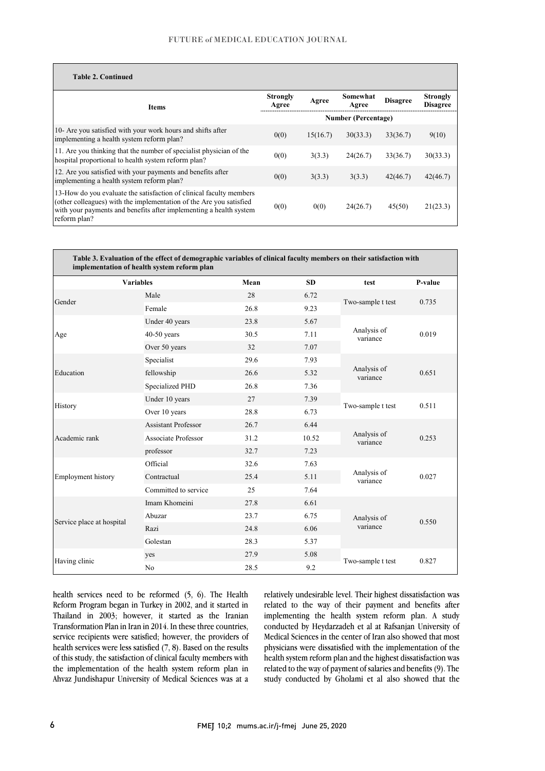**Table 2. Continued**

| Items | Strongly Agree | Agree | Somewhat Agree | Disagree | Strongly Disagree |
|---|---|---|---|---|---|
| | Number (Percentage) | | | | |
| 10- Are you satisfied with your work hours and shifts after implementing a health system reform plan? | 0(0) | 15(16.7) | 30(33.3) | 33(36.7) | 9(10) |
| 11. Are you thinking that the number of specialist physician of the hospital proportional to health system reform plan? | 0(0) | 3(3.3) | 24(26.7) | 33(36.7) | 30(33.3) |
| 12. Are you satisfied with your payments and benefits after implementing a health system reform plan? | 0(0) | 3(3.3) | 3(3.3) | 42(46.7) | 42(46.7) |
| 13-How do you evaluate the satisfaction of clinical faculty members (other colleagues) with the implementation of the Are you satisfied with your payments and benefits after implementing a health system reform plan? | 0(0) | 0(0) | 24(26.7) | 45(50) | 21(23.3) |

**Table 3. Evaluation of the effect of demographic variables of clinical faculty members on their satisfaction with implementation of health system reform plan**

| Variables | | Mean | SD | test | P-value |
|---|---|---|---|---|---|
| Gender | Male | 28 | 6.72 | Two-sample t test | 0.735 |
| | Female | 26.8 | 9.23 | | |
| Age | Under 40 years | 23.8 | 5.67 | Analysis of variance | 0.019 |
| | 40-50 years | 30.5 | 7.11 | | |
| | Over 50 years | 32 | 7.07 | | |
| Education | Specialist | 29.6 | 7.93 | Analysis of variance | 0.651 |
| | fellowship | 26.6 | 5.32 | | |
| | Specialized PHD | 26.8 | 7.36 | | |
| History | Under 10 years | 27 | 7.39 | Two-sample t test | 0.511 |
| | Over 10 years | 28.8 | 6.73 | | |
| Academic rank | Assistant Professor | 26.7 | 6.44 | Analysis of variance | 0.253 |
| | Associate Professor | 31.2 | 10.52 | | |
| | professor | 32.7 | 7.23 | | |
| Employment history | Official | 32.6 | 7.63 | Analysis of variance | 0.027 |
| | Contractual | 25.4 | 5.11 | | |
| | Committed to service | 25 | 7.64 | | |
| Service place at hospital | Imam Khomeini | 27.8 | 6.61 | Analysis of variance | 0.550 |
| | Abuzar | 23.7 | 6.75 | | |
| | Razi | 24.8 | 6.06 | | |
| | Golestan | 28.3 | 5.37 | | |
| Having clinic | yes | 27.9 | 5.08 | Two-sample t test | 0.827 |
| | No | 28.5 | 9.2 | | |

health services need to be reformed (5, 6). The Health Reform Program began in Turkey in 2002, and it started in Thailand in 2003; however, it started as the Iranian Transformation Plan in Iran in 2014. In these three countries, service recipients were satisfied; however, the providers of health services were less satisfied (7, 8). Based on the results of this study, the satisfaction of clinical faculty members with the implementation of the health system reform plan in Ahvaz Jundishapur University of Medical Sciences was at a relatively undesirable level. Their highest dissatisfaction was related to the way of their payment and benefits after implementing the health system reform plan. A study conducted by Heydarzadeh et al at Rafsanjan University of Medical Sciences in the center of Iran also showed that most physicians were dissatisfied with the implementation of the health system reform plan and the highest dissatisfaction was related to the way of payment of salaries and benefits (9). The study conducted by Gholami et al also showed that the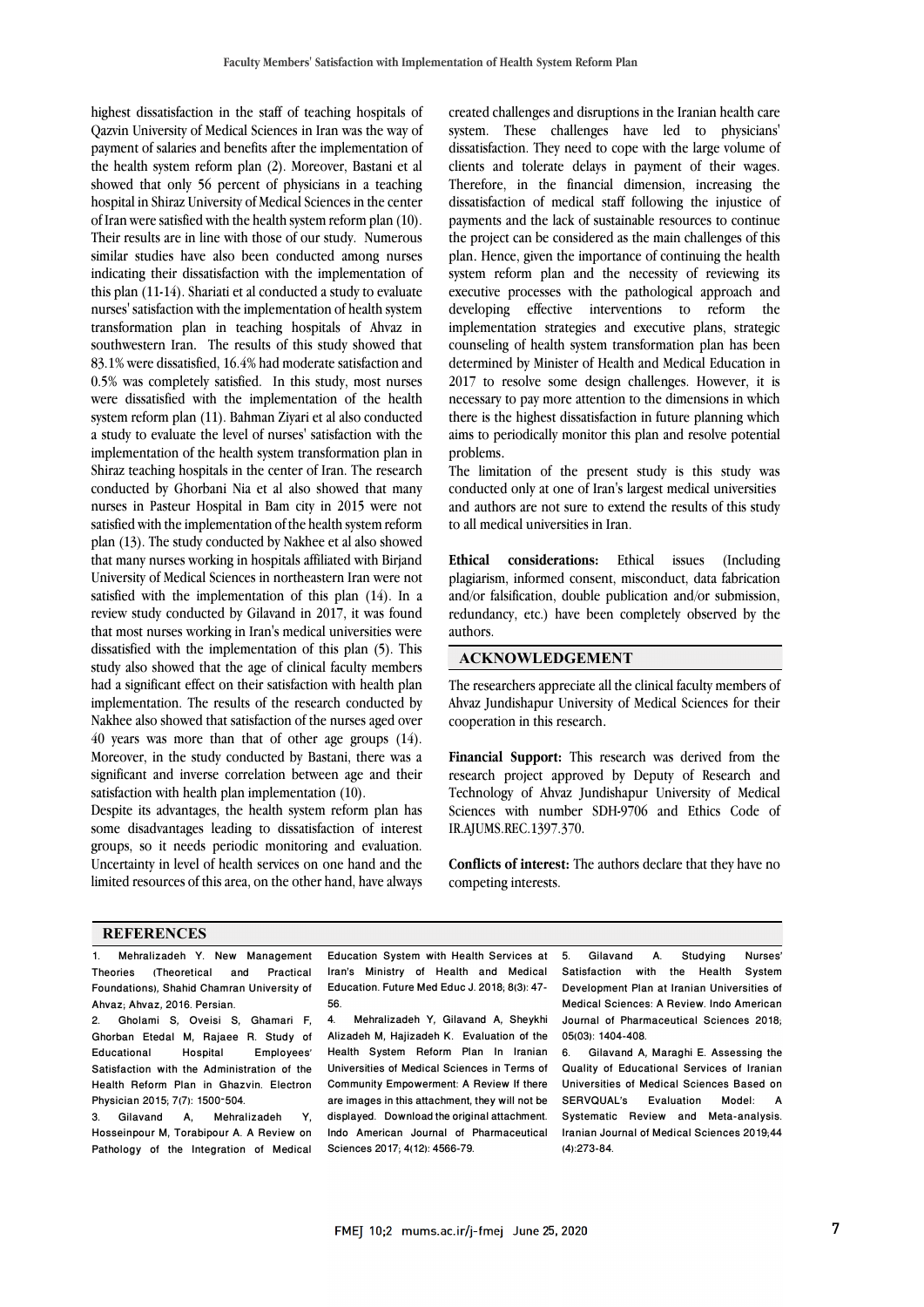highest dissatisfaction in the staff of teaching hospitals of Qazvin University of Medical Sciences in Iran was the way of payment of salaries and benefits after the implementation of the health system reform plan (2). Moreover, Bastani et al showed that only 56 percent of physicians in a teaching hospital in Shiraz University of Medical Sciences in the center of Iran were satisfied with the health system reform plan (10). Their results are in line with those of our study. Numerous similar studies have also been conducted among nurses indicating their dissatisfaction with the implementation of this plan (11-14). Shariati et al conducted a study to evaluate nurses' satisfaction with the implementation of health system transformation plan in teaching hospitals of Ahvaz in southwestern Iran. The results of this study showed that 83.1% were dissatisfied, 16.4% had moderate satisfaction and 0.5% was completely satisfied. In this study, most nurses were dissatisfied with the implementation of the health system reform plan (11). Bahman Ziyari et al also conducted a study to evaluate the level of nurses' satisfaction with the implementation of the health system transformation plan in Shiraz teaching hospitals in the center of Iran. The research conducted by Ghorbani Nia et al also showed that many nurses in Pasteur Hospital in Bam city in 2015 were not satisfied with the implementation of the health system reform plan (13). The study conducted by Nakhee et al also showed that many nurses working in hospitals affiliated with Birjand University of Medical Sciences in northeastern Iran were not satisfied with the implementation of this plan (14). In a review study conducted by Gilavand in 2017, it was found that most nurses working in Iran's medical universities were dissatisfied with the implementation of this plan (5). This study also showed that the age of clinical faculty members had a significant effect on their satisfaction with health plan implementation. The results of the research conducted by Nakhee also showed that satisfaction of the nurses aged over 40 years was more than that of other age groups (14). Moreover, in the study conducted by Bastani, there was a significant and inverse correlation between age and their satisfaction with health plan implementation (10).

Despite its advantages, the health system reform plan has some disadvantages leading to dissatisfaction of interest groups, so it needs periodic monitoring and evaluation. Uncertainty in level of health services on one hand and the limited resources of this area, on the other hand, have always created challenges and disruptions in the Iranian health care system. These challenges have led to physicians' dissatisfaction. They need to cope with the large volume of clients and tolerate delays in payment of their wages. Therefore, in the financial dimension, increasing the dissatisfaction of medical staff following the injustice of payments and the lack of sustainable resources to continue the project can be considered as the main challenges of this plan. Hence, given the importance of continuing the health system reform plan and the necessity of reviewing its executive processes with the pathological approach and developing effective interventions to reform the implementation strategies and executive plans, strategic counseling of health system transformation plan has been determined by Minister of Health and Medical Education in 2017 to resolve some design challenges. However, it is necessary to pay more attention to the dimensions in which there is the highest dissatisfaction in future planning which aims to periodically monitor this plan and resolve potential problems.

The limitation of the present study is this study was conducted only at one of Iran's largest medical universities and authors are not sure to extend the results of this study to all medical universities in Iran.

**Ethical considerations:** Ethical issues (Including plagiarism, informed consent, misconduct, data fabrication and/or falsification, double publication and/or submission, redundancy, etc.) have been completely observed by the authors.

## ACKNOWLEDGEMENT

The researchers appreciate all the clinical faculty members of Ahvaz Jundishapur University of Medical Sciences for their cooperation in this research.

**Financial Support:** This research was derived from the research project approved by Deputy of Research and Technology of Ahvaz Jundishapur University of Medical Sciences with number SDH-9706 and Ethics Code of IR.AJUMS.REC.1397.370.

**Conflicts of interest:** The authors declare that they have no competing interests.

## REFERENCES

1. Mehralizadeh Y. New Management Theories (Theoretical and Practical Foundations), Shahid Chamran University of Ahvaz; Ahvaz, 2016. Persian.
2. Gholami S, Oveisi S, Ghamari F, Ghorban Etedal M, Rajaee R. Study of Educational Hospital Employees' Satisfaction with the Administration of the Health Reform Plan in Ghazvin. Electron Physician 2015; 7(7): 1500-504.
3. Gilavand A, Mehralizadeh Y, Hosseinpour M, Torabipour A. A Review on Pathology of the Integration of Medical Education System with Health Services at Iran's Ministry of Health and Medical Education. Future Med Educ J. 2018; 8(3): 47-56.
4. Mehralizadeh Y, Gilavand A, Sheykhi Alizadeh M, Hajizadeh K. Evaluation of the Health System Reform Plan In Iranian Universities of Medical Sciences in Terms of Community Empowerment: A Review If there are images in this attachment, they will not be displayed. Download the original attachment. Indo American Journal of Pharmaceutical Sciences 2017; 4(12): 4566-79.
5. Gilavand A. Studying Nurses' Satisfaction with the Health System Development Plan at Iranian Universities of Medical Sciences: A Review. Indo American Journal of Pharmaceutical Sciences 2018; 05(03): 1404-408.
6. Gilavand A, Maraghi E. Assessing the Quality of Educational Services of Iranian Universities of Medical Sciences Based on SERVQUAL's Evaluation Model: A Systematic Review and Meta-analysis. Iranian Journal of Medical Sciences 2019;44 (4):273-84.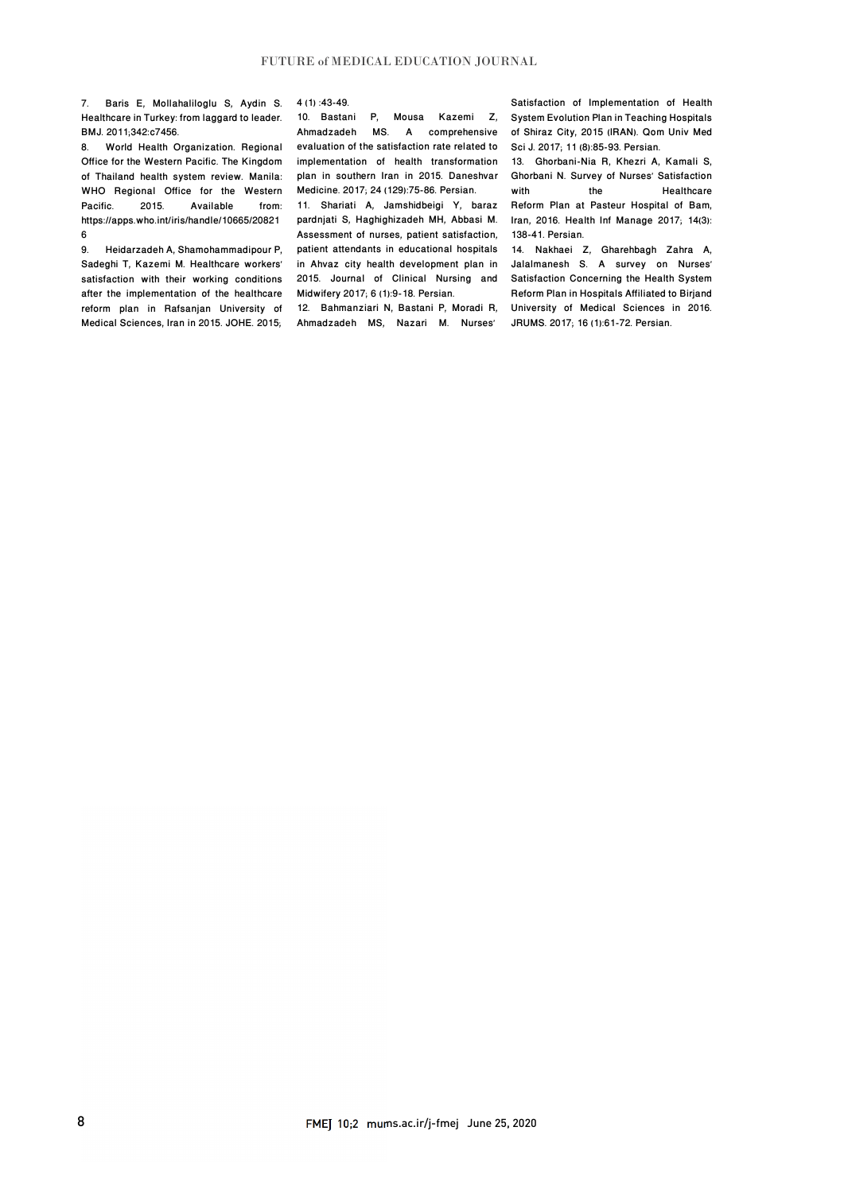7. Baris E, Mollahaliloglu S, Aydin S. Healthcare in Turkey: from laggard to leader. BMJ. 2011;342:c7456.

8. World Health Organization. Regional Office for the Western Pacific. The Kingdom of Thailand health system review. Manila: WHO Regional Office for the Western Pacific. 2015. Available from: https://apps.who.int/iris/handle/10665/208216

9. Heidarzadeh A, Shamohammadipour P, Sadeghi T, Kazemi M. Healthcare workers' satisfaction with their working conditions after the implementation of the healthcare reform plan in Rafsanjan University of Medical Sciences, Iran in 2015. JOHE. 2015; 4 (1) :43-49.

10. Bastani P, Mousa Kazemi Z, Ahmadzadeh MS. A comprehensive evaluation of the satisfaction rate related to implementation of health transformation plan in southern Iran in 2015. Daneshvar Medicine. 2017; 24 (129):75-86. Persian.

11. Shariati A, Jamshidbeigi Y, baraz pardnjati S, Haghighizadeh MH, Abbasi M. Assessment of nurses, patient satisfaction, patient attendants in educational hospitals in Ahvaz city health development plan in 2015. Journal of Clinical Nursing and Midwifery 2017; 6 (1):9-18. Persian.

12. Bahmanziari N, Bastani P, Moradi R, Ahmadzadeh MS, Nazari M. Nurses' Satisfaction of Implementation of Health System Evolution Plan in Teaching Hospitals of Shiraz City, 2015 (IRAN). Qom Univ Med Sci J. 2017; 11 (8):85-93. Persian.

13. Ghorbani-Nia R, Khezri A, Kamali S, Ghorbani N. Survey of Nurses' Satisfaction with the Healthcare Reform Plan at Pasteur Hospital of Bam, Iran, 2016. Health Inf Manage 2017; 14(3): 138-41. Persian.

14. Nakhaei Z, Gharehbagh Zahra A, Jalalmanesh S. A survey on Nurses' Satisfaction Concerning the Health System Reform Plan in Hospitals Affiliated to Birjand University of Medical Sciences in 2016. JRUMS. 2017; 16 (1):61-72. Persian.